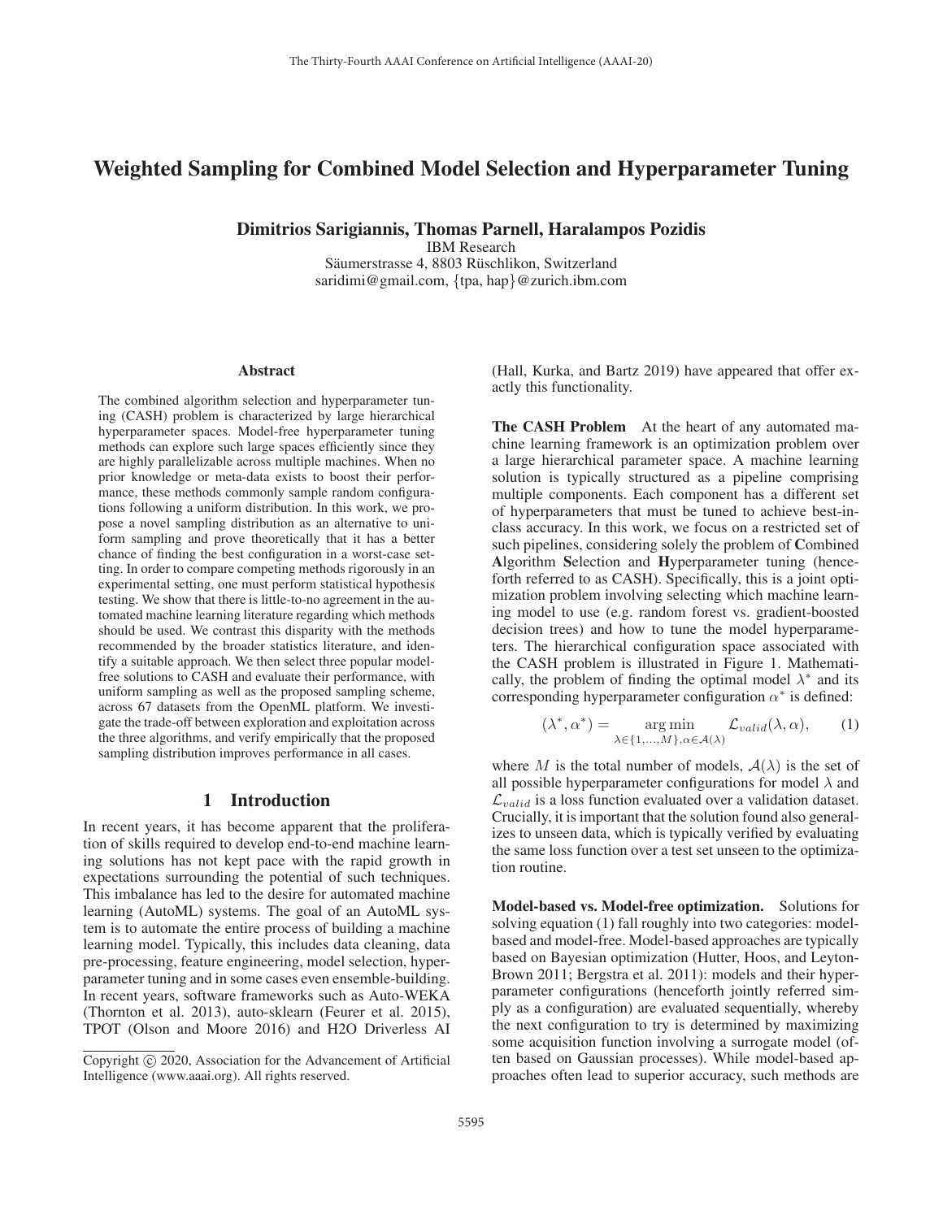# Weighted Sampling for Combined Model Selection and Hyperparameter Tuning

**Dimitrios Sarigiannis, Thomas Parnell, Haralampos Pozidis**

IBM Research
Säumerstrasse 4, 8803 Rüschlikon, Switzerland
saridimi@gmail.com, {tpa, hap}@zurich.ibm.com

## Abstract

The combined algorithm selection and hyperparameter tuning (CASH) problem is characterized by large hierarchical hyperparameter spaces. Model-free hyperparameter tuning methods can explore such large spaces efficiently since they are highly parallelizable across multiple machines. When no prior knowledge or meta-data exists to boost their performance, these methods commonly sample random configurations following a uniform distribution. In this work, we propose a novel sampling distribution as an alternative to uniform sampling and prove theoretically that it has a better chance of finding the best configuration in a worst-case setting. In order to compare competing methods rigorously in an experimental setting, one must perform statistical hypothesis testing. We show that there is little-to-no agreement in the automated machine learning literature regarding which methods should be used. We contrast this disparity with the methods recommended by the broader statistics literature, and identify a suitable approach. We then select three popular model-free solutions to CASH and evaluate their performance, with uniform sampling as well as the proposed sampling scheme, across 67 datasets from the OpenML platform. We investigate the trade-off between exploration and exploitation across the three algorithms, and verify empirically that the proposed sampling distribution improves performance in all cases.

## 1 Introduction

In recent years, it has become apparent that the proliferation of skills required to develop end-to-end machine learning solutions has not kept pace with the rapid growth in expectations surrounding the potential of such techniques. This imbalance has led to the desire for automated machine learning (AutoML) systems. The goal of an AutoML system is to automate the entire process of building a machine learning model. Typically, this includes data cleaning, data pre-processing, feature engineering, model selection, hyperparameter tuning and in some cases even ensemble-building. In recent years, software frameworks such as Auto-WEKA (Thornton et al. 2013), auto-sklearn (Feurer et al. 2015), TPOT (Olson and Moore 2016) and H2O Driverless AI (Hall, Kurka, and Bartz 2019) have appeared that offer exactly this functionality.

**The CASH Problem** At the heart of any automated machine learning framework is an optimization problem over a large hierarchical parameter space. A machine learning solution is typically structured as a pipeline comprising multiple components. Each component has a different set of hyperparameters that must be tuned to achieve best-in-class accuracy. In this work, we focus on a restricted set of such pipelines, considering solely the problem of **C**ombined **A**lgorithm **S**election and **H**yperparameter tuning (henceforth referred to as CASH). Specifically, this is a joint optimization problem involving selecting which machine learning model to use (e.g. random forest vs. gradient-boosted decision trees) and how to tune the model hyperparameters. The hierarchical configuration space associated with the CASH problem is illustrated in Figure 1. Mathematically, the problem of finding the optimal model $\lambda^*$ and its corresponding hyperparameter configuration $\alpha^*$ is defined:

$$(\lambda^*, \alpha^*) = \underset{\lambda \in \{1,\ldots,M\}, \alpha \in \mathcal{A}(\lambda)}{\arg\min} \mathcal{L}_{valid}(\lambda, \alpha), \qquad (1)$$

where $M$ is the total number of models, $\mathcal{A}(\lambda)$ is the set of all possible hyperparameter configurations for model $\lambda$ and $\mathcal{L}_{valid}$ is a loss function evaluated over a validation dataset. Crucially, it is important that the solution found also generalizes to unseen data, which is typically verified by evaluating the same loss function over a test set unseen to the optimization routine.

**Model-based vs. Model-free optimization.** Solutions for solving equation (1) fall roughly into two categories: model-based and model-free. Model-based approaches are typically based on Bayesian optimization (Hutter, Hoos, and Leyton-Brown 2011; Bergstra et al. 2011): models and their hyperparameter configurations (henceforth jointly referred simply as a configuration) are evaluated sequentially, whereby the next configuration to try is determined by maximizing some acquisition function involving a surrogate model (often based on Gaussian processes). While model-based approaches often lead to superior accuracy, such methods are

Copyright © 2020, Association for the Advancement of Artificial Intelligence (www.aaai.org). All rights reserved.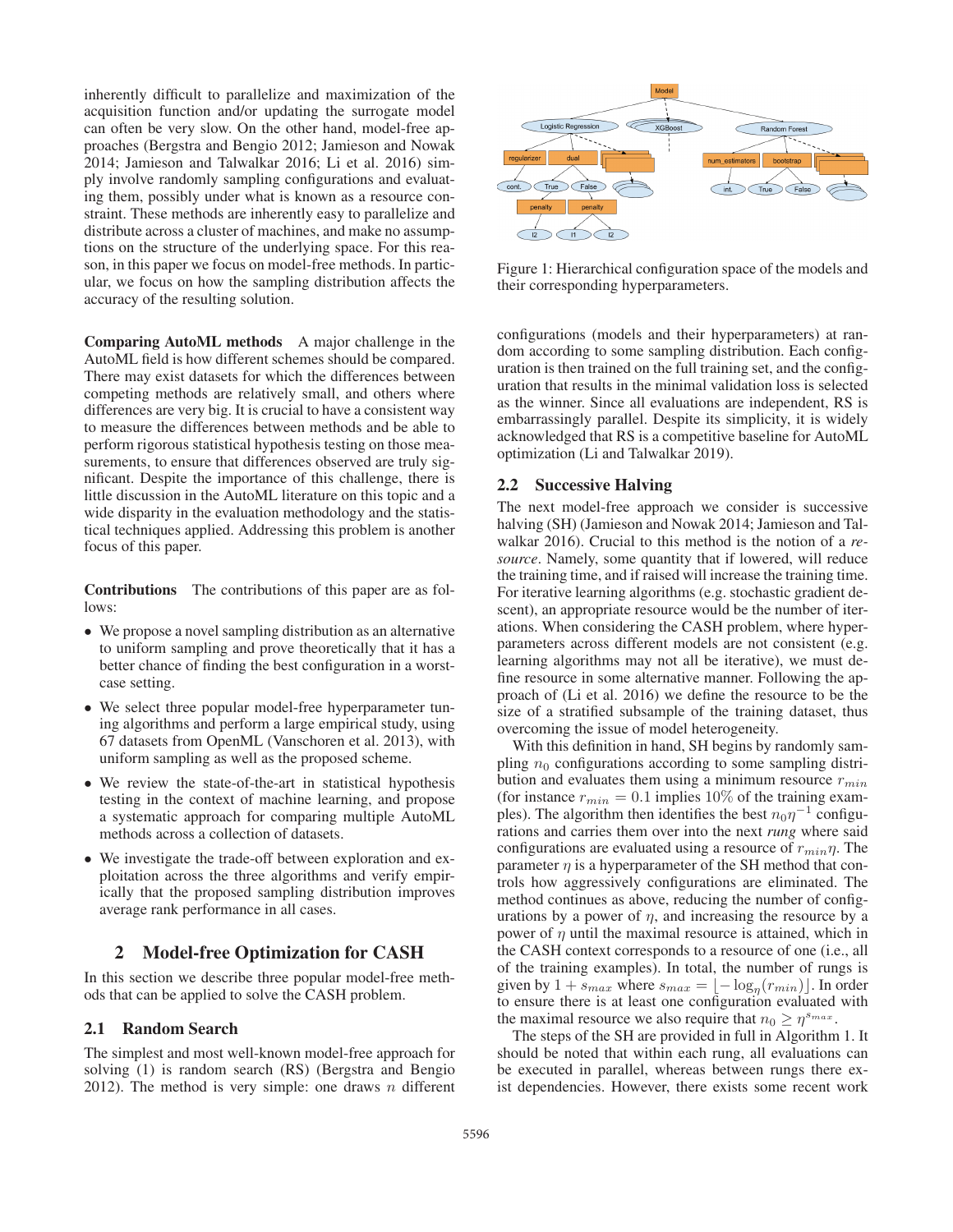inherently difficult to parallelize and maximization of the acquisition function and/or updating the surrogate model can often be very slow. On the other hand, model-free approaches (Bergstra and Bengio 2012; Jamieson and Nowak 2014; Jamieson and Talwalkar 2016; Li et al. 2016) simply involve randomly sampling configurations and evaluating them, possibly under what is known as a resource constraint. These methods are inherently easy to parallelize and distribute across a cluster of machines, and make no assumptions on the structure of the underlying space. For this reason, in this paper we focus on model-free methods. In particular, we focus on how the sampling distribution affects the accuracy of the resulting solution.

**Comparing AutoML methods** A major challenge in the AutoML field is how different schemes should be compared. There may exist datasets for which the differences between competing methods are relatively small, and others where differences are very big. It is crucial to have a consistent way to measure the differences between methods and be able to perform rigorous statistical hypothesis testing on those measurements, to ensure that differences observed are truly significant. Despite the importance of this challenge, there is little discussion in the AutoML literature on this topic and a wide disparity in the evaluation methodology and the statistical techniques applied. Addressing this problem is another focus of this paper.

**Contributions** The contributions of this paper are as follows:

- We propose a novel sampling distribution as an alternative to uniform sampling and prove theoretically that it has a better chance of finding the best configuration in a worst-case setting.
- We select three popular model-free hyperparameter tuning algorithms and perform a large empirical study, using 67 datasets from OpenML (Vanschoren et al. 2013), with uniform sampling as well as the proposed scheme.
- We review the state-of-the-art in statistical hypothesis testing in the context of machine learning, and propose a systematic approach for comparing multiple AutoML methods across a collection of datasets.
- We investigate the trade-off between exploration and exploitation across the three algorithms and verify empirically that the proposed sampling distribution improves average rank performance in all cases.

## 2 Model-free Optimization for CASH

In this section we describe three popular model-free methods that can be applied to solve the CASH problem.

### 2.1 Random Search

The simplest and most well-known model-free approach for solving (1) is random search (RS) (Bergstra and Bengio 2012). The method is very simple: one draws $n$ different configurations (models and their hyperparameters) at random according to some sampling distribution. Each configuration is then trained on the full training set, and the configuration that results in the minimal validation loss is selected as the winner. Since all evaluations are independent, RS is embarrassingly parallel. Despite its simplicity, it is widely acknowledged that RS is a competitive baseline for AutoML optimization (Li and Talwalkar 2019).

Figure 1: Hierarchical configuration space of the models and their corresponding hyperparameters.

### 2.2 Successive Halving

The next model-free approach we consider is successive halving (SH) (Jamieson and Nowak 2014; Jamieson and Talwalkar 2016). Crucial to this method is the notion of a *resource*. Namely, some quantity that if lowered, will reduce the training time, and if raised will increase the training time. For iterative learning algorithms (e.g. stochastic gradient descent), an appropriate resource would be the number of iterations. When considering the CASH problem, where hyperparameters across different models are not consistent (e.g. learning algorithms may not all be iterative), we must define resource in some alternative manner. Following the approach of (Li et al. 2016) we define the resource to be the size of a stratified subsample of the training dataset, thus overcoming the issue of model heterogeneity.

With this definition in hand, SH begins by randomly sampling $n_0$ configurations according to some sampling distribution and evaluates them using a minimum resource $r_{min}$ (for instance $r_{min} = 0.1$ implies $10\%$ of the training examples). The algorithm then identifies the best $n_0\eta^{-1}$ configurations and carries them over into the next *rung* where said configurations are evaluated using a resource of $r_{min}\eta$. The parameter $\eta$ is a hyperparameter of the SH method that controls how aggressively configurations are eliminated. The method continues as above, reducing the number of configurations by a power of $\eta$, and increasing the resource by a power of $\eta$ until the maximal resource is attained, which in the CASH context corresponds to a resource of one (i.e., all of the training examples). In total, the number of rungs is given by $1 + s_{max}$ where $s_{max} = \lfloor -\log_\eta(r_{min}) \rfloor$. In order to ensure there is at least one configuration evaluated with the maximal resource we also require that $n_0 \geq \eta^{s_{max}}$.

The steps of the SH are provided in full in Algorithm 1. It should be noted that within each rung, all evaluations can be executed in parallel, whereas between rungs there exist dependencies. However, there exists some recent work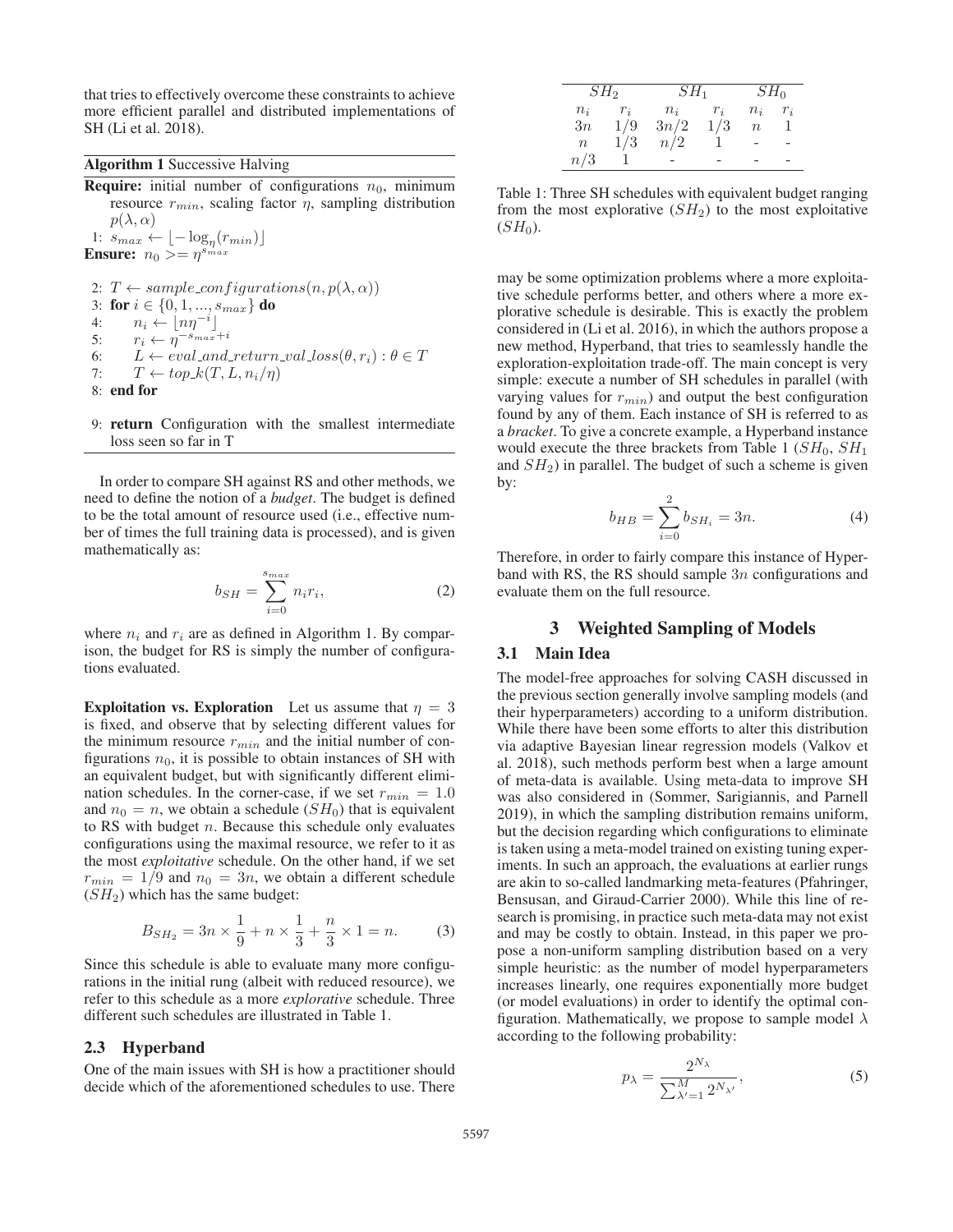that tries to effectively overcome these constraints to achieve more efficient parallel and distributed implementations of SH (Li et al. 2018).

**Algorithm 1** Successive Halving

**Require:** initial number of configurations $n_0$, minimum resource $r_{min}$, scaling factor $\eta$, sampling distribution $p(\lambda, \alpha)$

1: $s_{max} \leftarrow \lfloor -\log_\eta(r_{min}) \rfloor$

**Ensure:** $n_0 >= \eta^{s_{max}}$

2: $T \leftarrow sample\_configurations(n, p(\lambda, \alpha))$
3: **for** $i \in \{0, 1, ..., s_{max}\}$ **do**
4: $\quad n_i \leftarrow \lfloor n\eta^{-i} \rfloor$
5: $\quad r_i \leftarrow \eta^{-s_{max}+i}$
6: $\quad L \leftarrow eval\_and\_return\_val\_loss(\theta, r_i) : \theta \in T$
7: $\quad T \leftarrow top\_k(T, L, n_i/\eta)$
8: **end for**

9: **return** Configuration with the smallest intermediate loss seen so far in T

In order to compare SH against RS and other methods, we need to define the notion of a *budget*. The budget is defined to be the total amount of resource used (i.e., effective number of times the full training data is processed), and is given mathematically as:

$$b_{SH} = \sum_{i=0}^{s_{max}} n_i r_i, \tag{2}$$

where $n_i$ and $r_i$ are as defined in Algorithm 1. By comparison, the budget for RS is simply the number of configurations evaluated.

**Exploitation vs. Exploration** Let us assume that $\eta = 3$ is fixed, and observe that by selecting different values for the minimum resource $r_{min}$ and the initial number of configurations $n_0$, it is possible to obtain instances of SH with an equivalent budget, but with significantly different elimination schedules. In the corner-case, if we set $r_{min} = 1.0$ and $n_0 = n$, we obtain a schedule ($SH_0$) that is equivalent to RS with budget $n$. Because this schedule only evaluates configurations using the maximal resource, we refer to it as the most *exploitative* schedule. On the other hand, if we set $r_{min} = 1/9$ and $n_0 = 3n$, we obtain a different schedule ($SH_2$) which has the same budget:

$$B_{SH_2} = 3n \times \frac{1}{9} + n \times \frac{1}{3} + \frac{n}{3} \times 1 = n. \tag{3}$$

Since this schedule is able to evaluate many more configurations in the initial rung (albeit with reduced resource), we refer to this schedule as a more *explorative* schedule. Three different such schedules are illustrated in Table 1.

### 2.3 Hyperband

One of the main issues with SH is how a practitioner should decide which of the aforementioned schedules to use. There

| $SH_2$ | | $SH_1$ | | $SH_0$ | |
|---|---|---|---|---|---|
| $n_i$ | $r_i$ | $n_i$ | $r_i$ | $n_i$ | $r_i$ |
| $3n$ | $1/9$ | $3n/2$ | $1/3$ | $n$ | 1 |
| $n$ | $1/3$ | $n/2$ | 1 | - | - |
| $n/3$ | 1 | - | - | - | - |

Table 1: Three SH schedules with equivalent budget ranging from the most explorative ($SH_2$) to the most exploitative ($SH_0$).

may be some optimization problems where a more exploitative schedule performs better, and others where a more explorative schedule is desirable. This is exactly the problem considered in (Li et al. 2016), in which the authors propose a new method, Hyperband, that tries to seamlessly handle the exploration-exploitation trade-off. The main concept is very simple: execute a number of SH schedules in parallel (with varying values for $r_{min}$) and output the best configuration found by any of them. Each instance of SH is referred to as a *bracket*. To give a concrete example, a Hyperband instance would execute the three brackets from Table 1 ($SH_0$, $SH_1$ and $SH_2$) in parallel. The budget of such a scheme is given by:

$$b_{HB} = \sum_{i=0}^{2} b_{SH_i} = 3n. \tag{4}$$

Therefore, in order to fairly compare this instance of Hyperband with RS, the RS should sample $3n$ configurations and evaluate them on the full resource.

## 3 Weighted Sampling of Models

### 3.1 Main Idea

The model-free approaches for solving CASH discussed in the previous section generally involve sampling models (and their hyperparameters) according to a uniform distribution. While there have been some efforts to alter this distribution via adaptive Bayesian linear regression models (Valkov et al. 2018), such methods perform best when a large amount of meta-data is available. Using meta-data to improve SH was also considered in (Sommer, Sarigiannis, and Parnell 2019), in which the sampling distribution remains uniform, but the decision regarding which configurations to eliminate is taken using a meta-model trained on existing tuning experiments. In such an approach, the evaluations at earlier rungs are akin to so-called landmarking meta-features (Pfahringer, Bensusan, and Giraud-Carrier 2000). While this line of research is promising, in practice such meta-data may not exist and may be costly to obtain. Instead, in this paper we propose a non-uniform sampling distribution based on a very simple heuristic: as the number of model hyperparameters increases linearly, one requires exponentially more budget (or model evaluations) in order to identify the optimal configuration. Mathematically, we propose to sample model $\lambda$ according to the following probability:

$$p_\lambda = \frac{2^{N_\lambda}}{\sum_{\lambda'=1}^{M} 2^{N_{\lambda'}}}, \tag{5}$$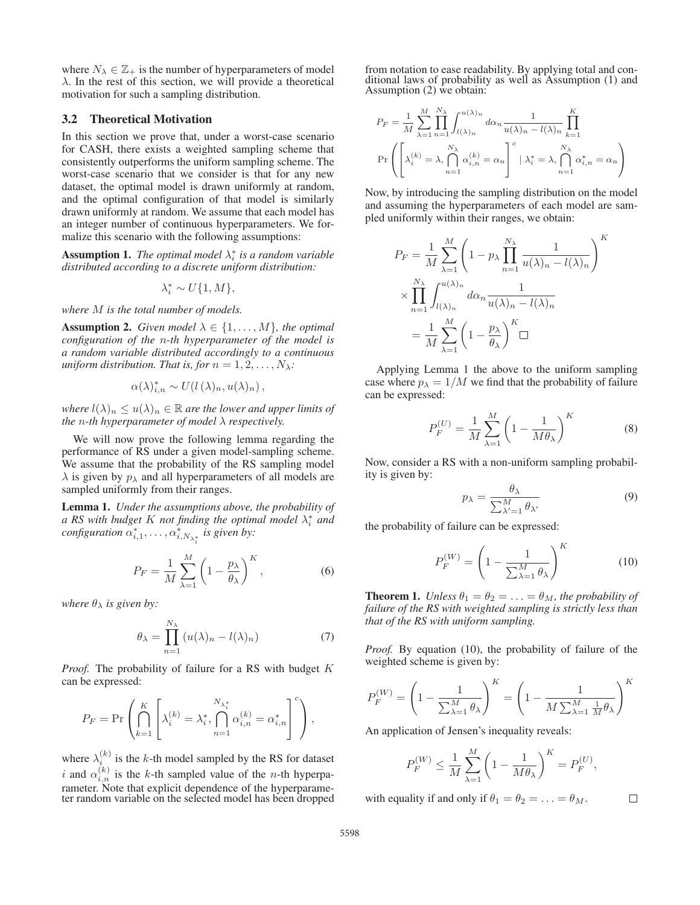where $N_\lambda \in \mathbb{Z}_+$ is the number of hyperparameters of model $\lambda$. In the rest of this section, we will provide a theoretical motivation for such a sampling distribution.

### 3.2 Theoretical Motivation

In this section we prove that, under a worst-case scenario for CASH, there exists a weighted sampling scheme that consistently outperforms the uniform sampling scheme. The worst-case scenario that we consider is that for any new dataset, the optimal model is drawn uniformly at random, and the optimal configuration of that model is similarly drawn uniformly at random. We assume that each model has an integer number of continuous hyperparameters. We formalize this scenario with the following assumptions:

**Assumption 1.** *The optimal model $\lambda_i^*$ is a random variable distributed according to a discrete uniform distribution:*

$$\lambda_i^* \sim U\{1, M\},$$

*where $M$ is the total number of models.*

**Assumption 2.** *Given model $\lambda \in \{1, \ldots, M\}$, the optimal configuration of the $n$-th hyperparameter of the model is a random variable distributed accordingly to a continuous uniform distribution. That is, for $n = 1, 2, \ldots, N_\lambda$:*

$$\alpha(\lambda)_{i,n}^* \sim U(l(\lambda)_n, u(\lambda)_n),$$

*where $l(\lambda)_n \leq u(\lambda)_n \in \mathbb{R}$ are the lower and upper limits of the $n$-th hyperparameter of model $\lambda$ respectively.*

We will now prove the following lemma regarding the performance of RS under a given model-sampling scheme. We assume that the probability of the RS sampling model $\lambda$ is given by $p_\lambda$ and all hyperparameters of all models are sampled uniformly from their ranges.

**Lemma 1.** *Under the assumptions above, the probability of a RS with budget $K$ not finding the optimal model $\lambda_i^*$ and configuration $\alpha_{i,1}^*, \ldots, \alpha_{i,N_{\lambda_i^*}}^*$ is given by:*

$$P_F = \frac{1}{M} \sum_{\lambda=1}^{M} \left(1 - \frac{p_\lambda}{\theta_\lambda}\right)^K, \tag{6}$$

*where $\theta_\lambda$ is given by:*

$$\theta_\lambda = \prod_{n=1}^{N_\lambda} (u(\lambda)_n - l(\lambda)_n) \tag{7}$$

*Proof.* The probability of failure for a RS with budget $K$ can be expressed:

$$P_F = \Pr\left(\bigcap_{k=1}^{K} \left[\lambda_i^{(k)} = \lambda_i^*, \bigcap_{n=1}^{N_{\lambda_i^*}} \alpha_{i,n}^{(k)} = \alpha_{i,n}^*\right]^c\right),$$

where $\lambda_i^{(k)}$ is the $k$-th model sampled by the RS for dataset $i$ and $\alpha_{i,n}^{(k)}$ is the $k$-th sampled value of the $n$-th hyperparameter. Note that explicit dependence of the hyperparameter random variable on the selected model has been dropped from notation to ease readability. By applying total and conditional laws of probability as well as Assumption (1) and Assumption (2) we obtain:

$$P_F = \frac{1}{M} \sum_{\lambda=1}^{M} \prod_{n=1}^{N_\lambda} \int_{l(\lambda)_n}^{u(\lambda)_n} d\alpha_n \frac{1}{u(\lambda)_n - l(\lambda)_n} \prod_{k=1}^{K}$$
$$\Pr\left(\left[\lambda_i^{(k)} = \lambda, \bigcap_{n=1}^{N_\lambda} \alpha_{i,n}^{(k)} = \alpha_n\right]^c \mid \lambda_i^* = \lambda, \bigcap_{n=1}^{N_\lambda} \alpha_{i,n}^* = \alpha_n\right)$$

Now, by introducing the sampling distribution on the model and assuming the hyperparameters of each model are sampled uniformly within their ranges, we obtain:

$$\begin{aligned} P_F &= \frac{1}{M} \sum_{\lambda=1}^{M} \left(1 - p_\lambda \prod_{n=1}^{N_\lambda} \frac{1}{u(\lambda)_n - l(\lambda)_n}\right)^K \\ &\times \prod_{n=1}^{N_\lambda} \int_{l(\lambda)_n}^{u(\lambda)_n} d\alpha_n \frac{1}{u(\lambda)_n - l(\lambda)_n} \\ &= \frac{1}{M} \sum_{\lambda=1}^{M} \left(1 - \frac{p_\lambda}{\theta_\lambda}\right)^K \square \end{aligned}$$

Applying Lemma 1 the above to the uniform sampling case where $p_\lambda = 1/M$ we find that the probability of failure can be expressed:

$$P_F^{(U)} = \frac{1}{M} \sum_{\lambda=1}^{M} \left(1 - \frac{1}{M\theta_\lambda}\right)^K \tag{8}$$

Now, consider a RS with a non-uniform sampling probability is given by:

$$p_\lambda = \frac{\theta_\lambda}{\sum_{\lambda'=1}^{M} \theta_{\lambda'}} \tag{9}$$

the probability of failure can be expressed:

$$P_F^{(W)} = \left(1 - \frac{1}{\sum_{\lambda=1}^{M} \theta_\lambda}\right)^K \tag{10}$$

**Theorem 1.** *Unless $\theta_1 = \theta_2 = \ldots = \theta_M$, the probability of failure of the RS with weighted sampling is strictly less than that of the RS with uniform sampling.*

*Proof.* By equation (10), the probability of failure of the weighted scheme is given by:

$$P_F^{(W)} = \left(1 - \frac{1}{\sum_{\lambda=1}^{M} \theta_\lambda}\right)^K = \left(1 - \frac{1}{M \sum_{\lambda=1}^{M} \frac{1}{M} \theta_\lambda}\right)^K$$

An application of Jensen's inequality reveals:

$$P_F^{(W)} \leq \frac{1}{M} \sum_{\lambda=1}^{M} \left(1 - \frac{1}{M\theta_\lambda}\right)^K = P_F^{(U)},$$

with equality if and only if $\theta_1 = \theta_2 = \ldots = \theta_M$. $\square$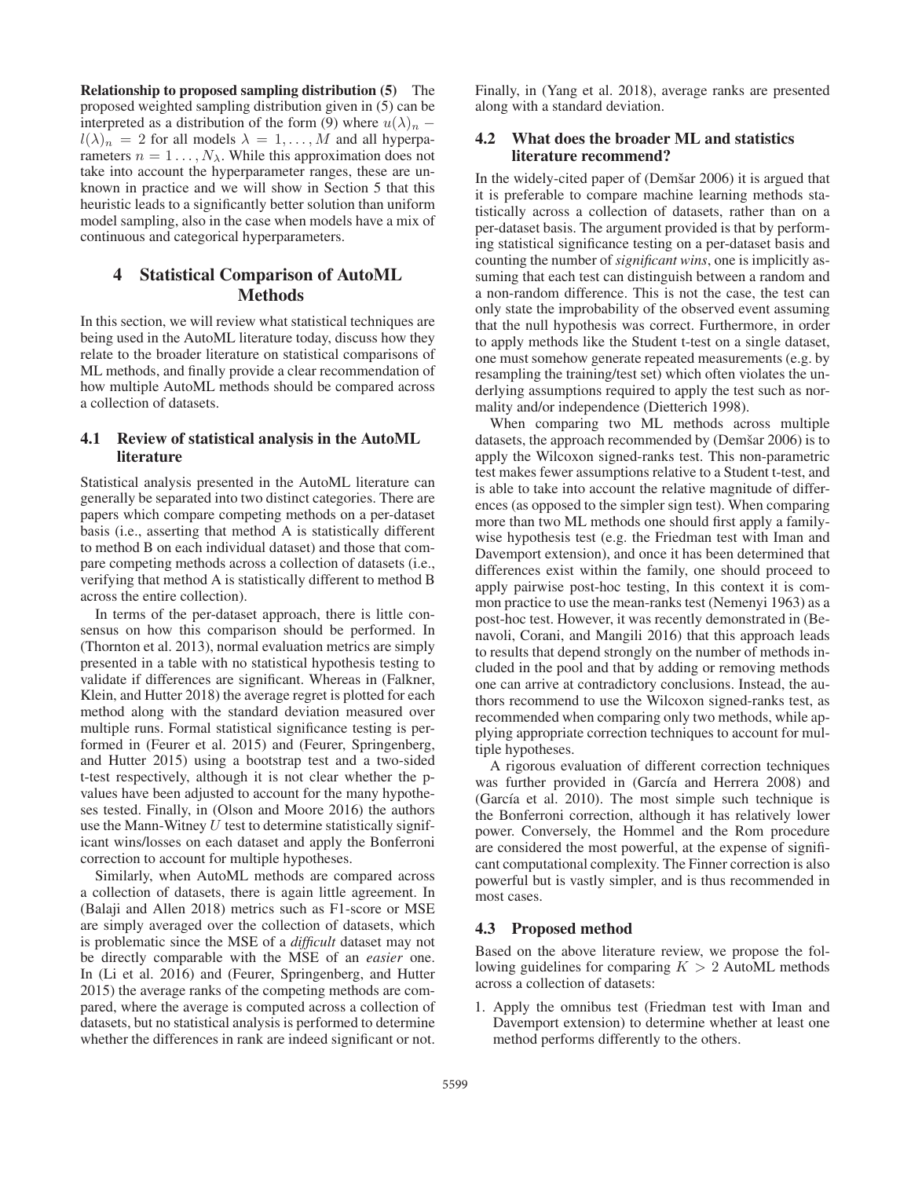**Relationship to proposed sampling distribution (5)** The proposed weighted sampling distribution given in (5) can be interpreted as a distribution of the form (9) where $u(\lambda)_n - l(\lambda)_n = 2$ for all models $\lambda = 1, \dots, M$ and all hyperparameters $n = 1 \dots, N_\lambda$. While this approximation does not take into account the hyperparameter ranges, these are unknown in practice and we will show in Section 5 that this heuristic leads to a significantly better solution than uniform model sampling, also in the case when models have a mix of continuous and categorical hyperparameters.

## 4 Statistical Comparison of AutoML Methods

In this section, we will review what statistical techniques are being used in the AutoML literature today, discuss how they relate to the broader literature on statistical comparisons of ML methods, and finally provide a clear recommendation of how multiple AutoML methods should be compared across a collection of datasets.

### 4.1 Review of statistical analysis in the AutoML literature

Statistical analysis presented in the AutoML literature can generally be separated into two distinct categories. There are papers which compare competing methods on a per-dataset basis (i.e., asserting that method A is statistically different to method B on each individual dataset) and those that compare competing methods across a collection of datasets (i.e., verifying that method A is statistically different to method B across the entire collection).

In terms of the per-dataset approach, there is little consensus on how this comparison should be performed. In (Thornton et al. 2013), normal evaluation metrics are simply presented in a table with no statistical hypothesis testing to validate if differences are significant. Whereas in (Falkner, Klein, and Hutter 2018) the average regret is plotted for each method along with the standard deviation measured over multiple runs. Formal statistical significance testing is performed in (Feurer et al. 2015) and (Feurer, Springenberg, and Hutter 2015) using a bootstrap test and a two-sided t-test respectively, although it is not clear whether the p-values have been adjusted to account for the many hypotheses tested. Finally, in (Olson and Moore 2016) the authors use the Mann-Witney $U$ test to determine statistically significant wins/losses on each dataset and apply the Bonferroni correction to account for multiple hypotheses.

Similarly, when AutoML methods are compared across a collection of datasets, there is again little agreement. In (Balaji and Allen 2018) metrics such as F1-score or MSE are simply averaged over the collection of datasets, which is problematic since the MSE of a *difficult* dataset may not be directly comparable with the MSE of an *easier* one. In (Li et al. 2016) and (Feurer, Springenberg, and Hutter 2015) the average ranks of the competing methods are compared, where the average is computed across a collection of datasets, but no statistical analysis is performed to determine whether the differences in rank are indeed significant or not. Finally, in (Yang et al. 2018), average ranks are presented along with a standard deviation.

### 4.2 What does the broader ML and statistics literature recommend?

In the widely-cited paper of (Demšar 2006) it is argued that it is preferable to compare machine learning methods statistically across a collection of datasets, rather than on a per-dataset basis. The argument provided is that by performing statistical significance testing on a per-dataset basis and counting the number of *significant wins*, one is implicitly assuming that each test can distinguish between a random and a non-random difference. This is not the case, the test can only state the improbability of the observed event assuming that the null hypothesis was correct. Furthermore, in order to apply methods like the Student t-test on a single dataset, one must somehow generate repeated measurements (e.g. by resampling the training/test set) which often violates the underlying assumptions required to apply the test such as normality and/or independence (Dietterich 1998).

When comparing two ML methods across multiple datasets, the approach recommended by (Demšar 2006) is to apply the Wilcoxon signed-ranks test. This non-parametric test makes fewer assumptions relative to a Student t-test, and is able to take into account the relative magnitude of differences (as opposed to the simpler sign test). When comparing more than two ML methods one should first apply a family-wise hypothesis test (e.g. the Friedman test with Iman and Davemport extension), and once it has been determined that differences exist within the family, one should proceed to apply pairwise post-hoc testing, In this context it is common practice to use the mean-ranks test (Nemenyi 1963) as a post-hoc test. However, it was recently demonstrated in (Benavoli, Corani, and Mangili 2016) that this approach leads to results that depend strongly on the number of methods included in the pool and that by adding or removing methods one can arrive at contradictory conclusions. Instead, the authors recommend to use the Wilcoxon signed-ranks test, as recommended when comparing only two methods, while applying appropriate correction techniques to account for multiple hypotheses.

A rigorous evaluation of different correction techniques was further provided in (García and Herrera 2008) and (García et al. 2010). The most simple such technique is the Bonferroni correction, although it has relatively lower power. Conversely, the Hommel and the Rom procedure are considered the most powerful, at the expense of significant computational complexity. The Finner correction is also powerful but is vastly simpler, and is thus recommended in most cases.

### 4.3 Proposed method

Based on the above literature review, we propose the following guidelines for comparing $K > 2$ AutoML methods across a collection of datasets:

1. Apply the omnibus test (Friedman test with Iman and Davemport extension) to determine whether at least one method performs differently to the others.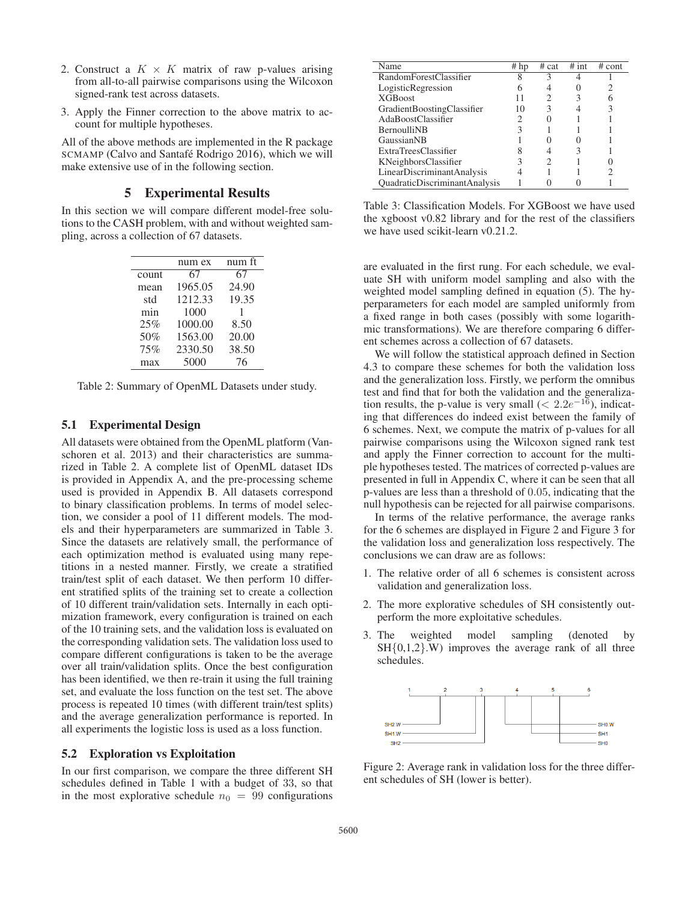2. Construct a $K \times K$ matrix of raw p-values arising from all-to-all pairwise comparisons using the Wilcoxon signed-rank test across datasets.
3. Apply the Finner correction to the above matrix to account for multiple hypotheses.

All of the above methods are implemented in the R package SCMAMP (Calvo and Santafé Rodrigo 2016), which we will make extensive use of in the following section.

## 5 Experimental Results

In this section we will compare different model-free solutions to the CASH problem, with and without weighted sampling, across a collection of 67 datasets.

| | num ex | num ft |
|---|---|---|
| count | 67 | 67 |
| mean | 1965.05 | 24.90 |
| std | 1212.33 | 19.35 |
| min | 1000 | 1 |
| 25% | 1000.00 | 8.50 |
| 50% | 1563.00 | 20.00 |
| 75% | 2330.50 | 38.50 |
| max | 5000 | 76 |

Table 2: Summary of OpenML Datasets under study.

### 5.1 Experimental Design

All datasets were obtained from the OpenML platform (Vanschoren et al. 2013) and their characteristics are summarized in Table 2. A complete list of OpenML dataset IDs is provided in Appendix A, and the pre-processing scheme used is provided in Appendix B. All datasets correspond to binary classification problems. In terms of model selection, we consider a pool of 11 different models. The models and their hyperparameters are summarized in Table 3. Since the datasets are relatively small, the performance of each optimization method is evaluated using many repetitions in a nested manner. Firstly, we create a stratified train/test split of each dataset. We then perform 10 different stratified splits of the training set to create a collection of 10 different train/validation sets. Internally in each optimization framework, every configuration is trained on each of the 10 training sets, and the validation loss is evaluated on the corresponding validation sets. The validation loss used to compare different configurations is taken to be the average over all train/validation splits. Once the best configuration has been identified, we then re-train it using the full training set, and evaluate the loss function on the test set. The above process is repeated 10 times (with different train/test splits) and the average generalization performance is reported. In all experiments the logistic loss is used as a loss function.

### 5.2 Exploration vs Exploitation

In our first comparison, we compare the three different SH schedules defined in Table 1 with a budget of 33, so that in the most explorative schedule $n_0 = 99$ configurations are evaluated in the first rung. For each schedule, we evaluate SH with uniform model sampling and also with the weighted model sampling defined in equation (5). The hyperparameters for each model are sampled uniformly from a fixed range in both cases (possibly with some logarithmic transformations). We are therefore comparing 6 different schemes across a collection of 67 datasets.

| Name | # hp | # cat | # int | # cont |
|---|---|---|---|---|
| RandomForestClassifier | 8 | 3 | 4 | 1 |
| LogisticRegression | 6 | 4 | 0 | 2 |
| XGBoost | 11 | 2 | 3 | 6 |
| GradientBoostingClassifier | 10 | 3 | 4 | 3 |
| AdaBoostClassifier | 2 | 0 | 1 | 1 |
| BernoulliNB | 3 | 1 | 1 | 1 |
| GaussianNB | 1 | 0 | 0 | 1 |
| ExtraTreesClassifier | 8 | 4 | 3 | 1 |
| KNeighborsClassifier | 3 | 2 | 1 | 0 |
| LinearDiscriminantAnalysis | 4 | 1 | 1 | 2 |
| QuadraticDiscriminantAnalysis | 1 | 0 | 0 | 1 |

Table 3: Classification Models. For XGBoost we have used the xgboost v0.82 library and for the rest of the classifiers we have used scikit-learn v0.21.2.

We will follow the statistical approach defined in Section 4.3 to compare these schemes for both the validation loss and the generalization loss. Firstly, we perform the omnibus test and find that for both the validation and the generalization results, the p-value is very small ($< 2.2e^{-16}$), indicating that differences do indeed exist between the family of 6 schemes. Next, we compute the matrix of p-values for all pairwise comparisons using the Wilcoxon signed rank test and apply the Finner correction to account for the multiple hypotheses tested. The matrices of corrected p-values are presented in full in Appendix C, where it can be seen that all p-values are less than a threshold of 0.05, indicating that the null hypothesis can be rejected for all pairwise comparisons.

In terms of the relative performance, the average ranks for the 6 schemes are displayed in Figure 2 and Figure 3 for the validation loss and generalization loss respectively. The conclusions we can draw are as follows:

1. The relative order of all 6 schemes is consistent across validation and generalization loss.
2. The more explorative schedules of SH consistently outperform the more exploitative schedules.
3. The weighted model sampling (denoted by SH{0,1,2}.W) improves the average rank of all three schedules.

Figure 2: Average rank in validation loss for the three different schedules of SH (lower is better).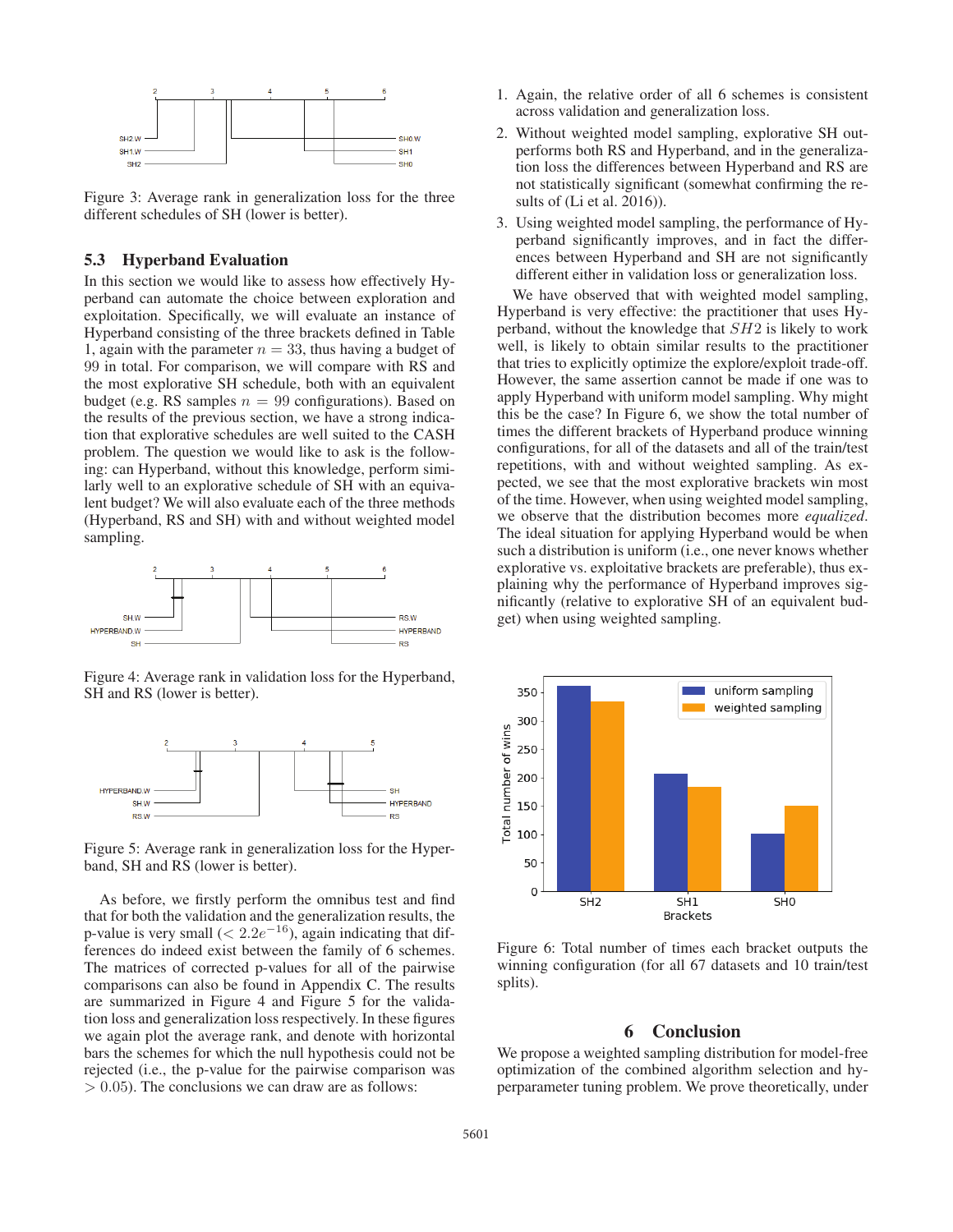Figure 3: Average rank in generalization loss for the three different schedules of SH (lower is better).

### 5.3 Hyperband Evaluation

In this section we would like to assess how effectively Hyperband can automate the choice between exploration and exploitation. Specifically, we will evaluate an instance of Hyperband consisting of the three brackets defined in Table 1, again with the parameter $n = 33$, thus having a budget of 99 in total. For comparison, we will compare with RS and the most explorative SH schedule, both with an equivalent budget (e.g. RS samples $n = 99$ configurations). Based on the results of the previous section, we have a strong indication that explorative schedules are well suited to the CASH problem. The question we would like to ask is the following: can Hyperband, without this knowledge, perform similarly well to an explorative schedule of SH with an equivalent budget? We will also evaluate each of the three methods (Hyperband, RS and SH) with and without weighted model sampling.

Figure 4: Average rank in validation loss for the Hyperband, SH and RS (lower is better).

Figure 5: Average rank in generalization loss for the Hyperband, SH and RS (lower is better).

As before, we firstly perform the omnibus test and find that for both the validation and the generalization results, the p-value is very small ($< 2.2e^{-16}$), again indicating that differences do indeed exist between the family of 6 schemes. The matrices of corrected p-values for all of the pairwise comparisons can also be found in Appendix C. The results are summarized in Figure 4 and Figure 5 for the validation loss and generalization loss respectively. In these figures we again plot the average rank, and denote with horizontal bars the schemes for which the null hypothesis could not be rejected (i.e., the p-value for the pairwise comparison was $> 0.05$). The conclusions we can draw are as follows:

1. Again, the relative order of all 6 schemes is consistent across validation and generalization loss.
2. Without weighted model sampling, explorative SH outperforms both RS and Hyperband, and in the generalization loss the differences between Hyperband and RS are not statistically significant (somewhat confirming the results of (Li et al. 2016)).
3. Using weighted model sampling, the performance of Hyperband significantly improves, and in fact the differences between Hyperband and SH are not significantly different either in validation loss or generalization loss.

We have observed that with weighted model sampling, Hyperband is very effective: the practitioner that uses Hyperband, without the knowledge that $SH2$ is likely to work well, is likely to obtain similar results to the practitioner that tries to explicitly optimize the explore/exploit trade-off. However, the same assertion cannot be made if one was to apply Hyperband with uniform model sampling. Why might this be the case? In Figure 6, we show the total number of times the different brackets of Hyperband produce winning configurations, for all of the datasets and all of the train/test repetitions, with and without weighted sampling. As expected, we see that the most explorative brackets win most of the time. However, when using weighted model sampling, we observe that the distribution becomes more *equalized*. The ideal situation for applying Hyperband would be when such a distribution is uniform (i.e., one never knows whether explorative vs. exploitative brackets are preferable), thus explaining why the performance of Hyperband improves significantly (relative to explorative SH of an equivalent budget) when using weighted sampling.

Figure 6: Total number of times each bracket outputs the winning configuration (for all 67 datasets and 10 train/test splits).

## 6 Conclusion

We propose a weighted sampling distribution for model-free optimization of the combined algorithm selection and hyperparameter tuning problem. We prove theoretically, under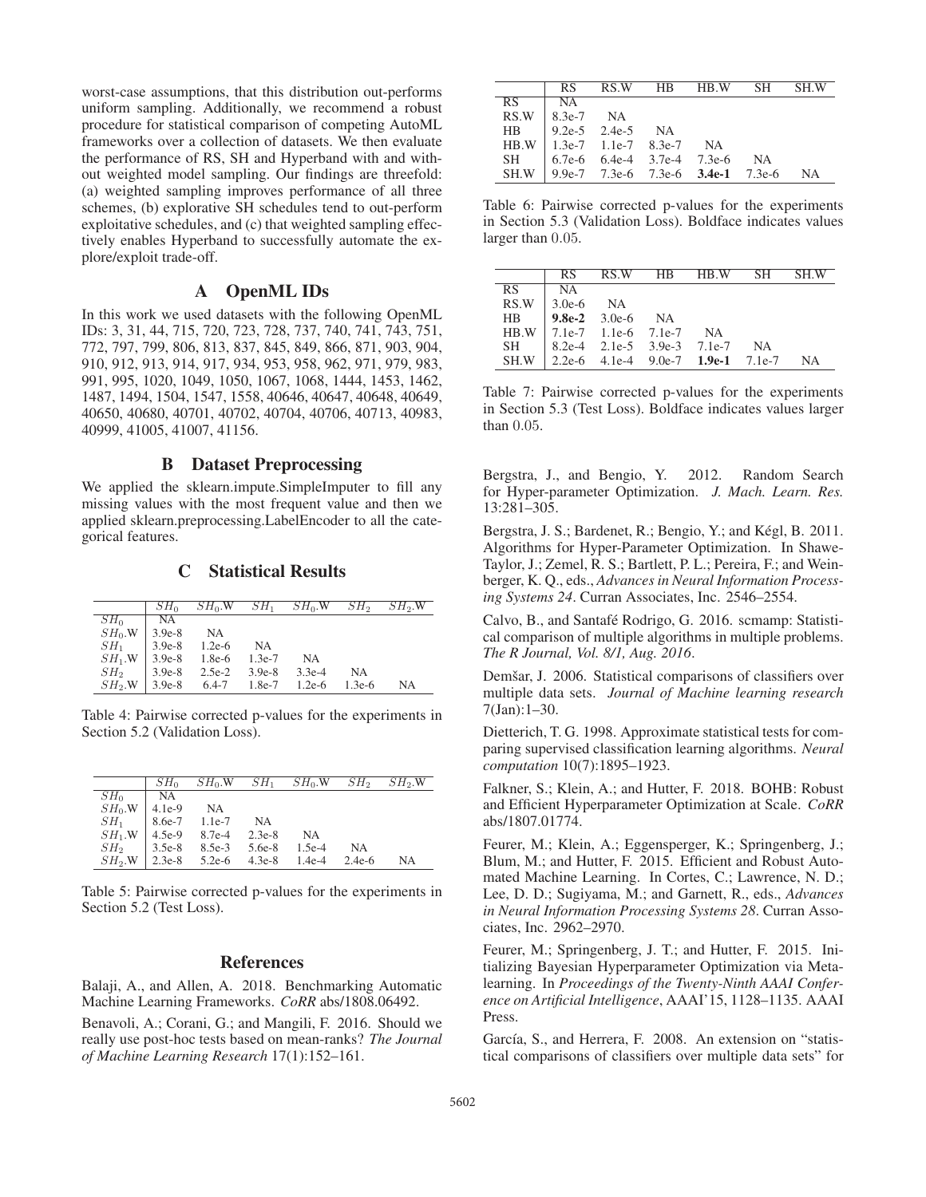worst-case assumptions, that this distribution out-performs uniform sampling. Additionally, we recommend a robust procedure for statistical comparison of competing AutoML frameworks over a collection of datasets. We then evaluate the performance of RS, SH and Hyperband with and without weighted model sampling. Our findings are threefold: (a) weighted sampling improves performance of all three schemes, (b) explorative SH schedules tend to out-perform exploitative schedules, and (c) that weighted sampling effectively enables Hyperband to successfully automate the explore/exploit trade-off.

## A OpenML IDs

In this work we used datasets with the following OpenML IDs: 3, 31, 44, 715, 720, 723, 728, 737, 740, 741, 743, 751, 772, 797, 799, 806, 813, 837, 845, 849, 866, 871, 903, 904, 910, 912, 913, 914, 917, 934, 953, 958, 962, 971, 979, 983, 991, 995, 1020, 1049, 1050, 1067, 1068, 1444, 1453, 1462, 1487, 1494, 1504, 1547, 1558, 40646, 40647, 40648, 40649, 40650, 40680, 40701, 40702, 40704, 40706, 40713, 40983, 40999, 41005, 41007, 41156.

## B Dataset Preprocessing

We applied the sklearn.impute.SimpleImputer to fill any missing values with the most frequent value and then we applied sklearn.preprocessing.LabelEncoder to all the categorical features.

## C Statistical Results

| | $SH_0$ | $SH_0$.W | $SH_1$ | $SH_0$.W | $SH_2$ | $SH_2$.W |
|---|---|---|---|---|---|---|
| $SH_0$ | NA | | | | | |
| $SH_0$.W | 3.9e-8 | NA | | | | |
| $SH_1$ | 3.9e-8 | 1.2e-6 | NA | | | |
| $SH_1$.W | 3.9e-8 | 1.8e-6 | 1.3e-7 | NA | | |
| $SH_2$ | 3.9e-8 | 2.5e-2 | 3.9e-8 | 3.3e-4 | NA | |
| $SH_2$.W | 3.9e-8 | 6.4-7 | 1.8e-7 | 1.2e-6 | 1.3e-6 | NA |

Table 4: Pairwise corrected p-values for the experiments in Section 5.2 (Validation Loss).

| | $SH_0$ | $SH_0$.W | $SH_1$ | $SH_0$.W | $SH_2$ | $SH_2$.W |
|---|---|---|---|---|---|---|
| $SH_0$ | NA | | | | | |
| $SH_0$.W | 4.1e-9 | NA | | | | |
| $SH_1$ | 8.6e-7 | 1.1e-7 | NA | | | |
| $SH_1$.W | 4.5e-9 | 8.7e-4 | 2.3e-8 | NA | | |
| $SH_2$ | 3.5e-8 | 8.5e-3 | 5.6e-8 | 1.5e-4 | NA | |
| $SH_2$.W | 2.3e-8 | 5.2e-6 | 4.3e-8 | 1.4e-4 | 2.4e-6 | NA |

Table 5: Pairwise corrected p-values for the experiments in Section 5.2 (Test Loss).

| | RS | RS.W | HB | HB.W | SH | SH.W |
|---|---|---|---|---|---|---|
| RS | NA | | | | | |
| RS.W | 8.3e-7 | NA | | | | |
| HB | 9.2e-5 | 2.4e-5 | NA | | | |
| HB.W | 1.3e-7 | 1.1e-7 | 8.3e-7 | NA | | |
| SH | 6.7e-6 | 6.4e-4 | 3.7e-4 | 7.3e-6 | NA | |
| SH.W | 9.9e-7 | 7.3e-6 | 7.3e-6 | **3.4e-1** | 7.3e-6 | NA |

Table 6: Pairwise corrected p-values for the experiments in Section 5.3 (Validation Loss). Boldface indicates values larger than 0.05.

| | RS | RS.W | HB | HB.W | SH | SH.W |
|---|---|---|---|---|---|---|
| RS | NA | | | | | |
| RS.W | 3.0e-6 | NA | | | | |
| HB | **9.8e-2** | 3.0e-6 | NA | | | |
| HB.W | 7.1e-7 | 1.1e-6 | 7.1e-7 | NA | | |
| SH | 8.2e-4 | 2.1e-5 | 3.9e-3 | 7.1e-7 | NA | |
| SH.W | 2.2e-6 | 4.1e-4 | 9.0e-7 | **1.9e-1** | 7.1e-7 | NA |

Table 7: Pairwise corrected p-values for the experiments in Section 5.3 (Test Loss). Boldface indicates values larger than 0.05.

## References

Balaji, A., and Allen, A. 2018. Benchmarking Automatic Machine Learning Frameworks. *CoRR* abs/1808.06492.

Benavoli, A.; Corani, G.; and Mangili, F. 2016. Should we really use post-hoc tests based on mean-ranks? *The Journal of Machine Learning Research* 17(1):152–161.

Bergstra, J., and Bengio, Y. 2012. Random Search for Hyper-parameter Optimization. *J. Mach. Learn. Res.* 13:281–305.

Bergstra, J. S.; Bardenet, R.; Bengio, Y.; and Kégl, B. 2011. Algorithms for Hyper-Parameter Optimization. In Shawe-Taylor, J.; Zemel, R. S.; Bartlett, P. L.; Pereira, F.; and Weinberger, K. Q., eds., *Advances in Neural Information Processing Systems 24*. Curran Associates, Inc. 2546–2554.

Calvo, B., and Santafé Rodrigo, G. 2016. scmamp: Statistical comparison of multiple algorithms in multiple problems. *The R Journal, Vol. 8/1, Aug. 2016*.

Demšar, J. 2006. Statistical comparisons of classifiers over multiple data sets. *Journal of Machine learning research* 7(Jan):1–30.

Dietterich, T. G. 1998. Approximate statistical tests for comparing supervised classification learning algorithms. *Neural computation* 10(7):1895–1923.

Falkner, S.; Klein, A.; and Hutter, F. 2018. BOHB: Robust and Efficient Hyperparameter Optimization at Scale. *CoRR* abs/1807.01774.

Feurer, M.; Klein, A.; Eggensperger, K.; Springenberg, J.; Blum, M.; and Hutter, F. 2015. Efficient and Robust Automated Machine Learning. In Cortes, C.; Lawrence, N. D.; Lee, D. D.; Sugiyama, M.; and Garnett, R., eds., *Advances in Neural Information Processing Systems 28*. Curran Associates, Inc. 2962–2970.

Feurer, M.; Springenberg, J. T.; and Hutter, F. 2015. Initializing Bayesian Hyperparameter Optimization via Meta-learning. In *Proceedings of the Twenty-Ninth AAAI Conference on Artificial Intelligence*, AAAI'15, 1128–1135. AAAI Press.

García, S., and Herrera, F. 2008. An extension on "statistical comparisons of classifiers over multiple data sets" for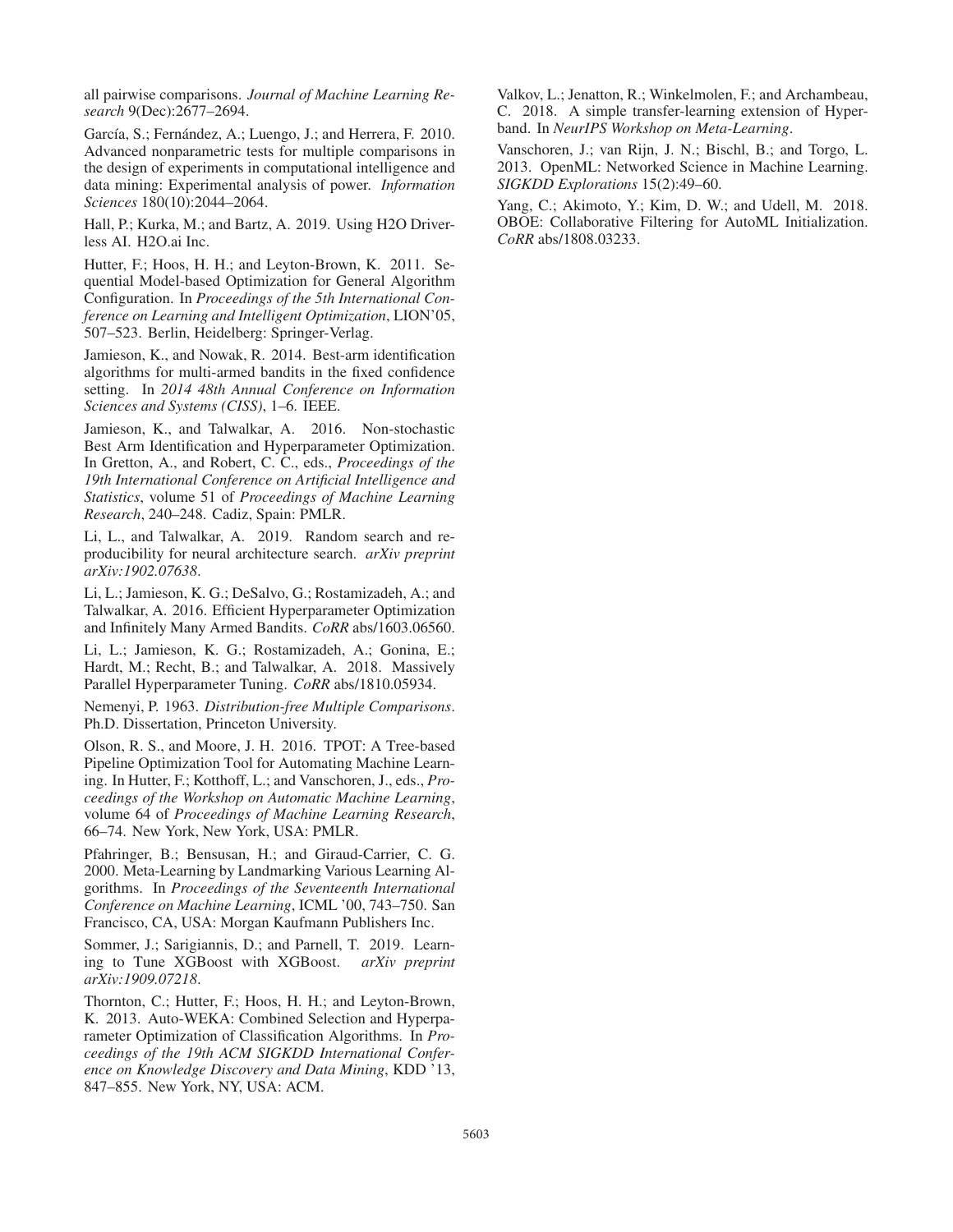all pairwise comparisons. *Journal of Machine Learning Research* 9(Dec):2677–2694.

García, S.; Fernández, A.; Luengo, J.; and Herrera, F. 2010. Advanced nonparametric tests for multiple comparisons in the design of experiments in computational intelligence and data mining: Experimental analysis of power. *Information Sciences* 180(10):2044–2064.

Hall, P.; Kurka, M.; and Bartz, A. 2019. Using H2O Driverless AI. H2O.ai Inc.

Hutter, F.; Hoos, H. H.; and Leyton-Brown, K. 2011. Sequential Model-based Optimization for General Algorithm Configuration. In *Proceedings of the 5th International Conference on Learning and Intelligent Optimization*, LION'05, 507–523. Berlin, Heidelberg: Springer-Verlag.

Jamieson, K., and Nowak, R. 2014. Best-arm identification algorithms for multi-armed bandits in the fixed confidence setting. In *2014 48th Annual Conference on Information Sciences and Systems (CISS)*, 1–6. IEEE.

Jamieson, K., and Talwalkar, A. 2016. Non-stochastic Best Arm Identification and Hyperparameter Optimization. In Gretton, A., and Robert, C. C., eds., *Proceedings of the 19th International Conference on Artificial Intelligence and Statistics*, volume 51 of *Proceedings of Machine Learning Research*, 240–248. Cadiz, Spain: PMLR.

Li, L., and Talwalkar, A. 2019. Random search and reproducibility for neural architecture search. *arXiv preprint arXiv:1902.07638*.

Li, L.; Jamieson, K. G.; DeSalvo, G.; Rostamizadeh, A.; and Talwalkar, A. 2016. Efficient Hyperparameter Optimization and Infinitely Many Armed Bandits. *CoRR* abs/1603.06560.

Li, L.; Jamieson, K. G.; Rostamizadeh, A.; Gonina, E.; Hardt, M.; Recht, B.; and Talwalkar, A. 2018. Massively Parallel Hyperparameter Tuning. *CoRR* abs/1810.05934.

Nemenyi, P. 1963. *Distribution-free Multiple Comparisons*. Ph.D. Dissertation, Princeton University.

Olson, R. S., and Moore, J. H. 2016. TPOT: A Tree-based Pipeline Optimization Tool for Automating Machine Learning. In Hutter, F.; Kotthoff, L.; and Vanschoren, J., eds., *Proceedings of the Workshop on Automatic Machine Learning*, volume 64 of *Proceedings of Machine Learning Research*, 66–74. New York, New York, USA: PMLR.

Pfahringer, B.; Bensusan, H.; and Giraud-Carrier, C. G. 2000. Meta-Learning by Landmarking Various Learning Algorithms. In *Proceedings of the Seventeenth International Conference on Machine Learning*, ICML '00, 743–750. San Francisco, CA, USA: Morgan Kaufmann Publishers Inc.

Sommer, J.; Sarigiannis, D.; and Parnell, T. 2019. Learning to Tune XGBoost with XGBoost. *arXiv preprint arXiv:1909.07218*.

Thornton, C.; Hutter, F.; Hoos, H. H.; and Leyton-Brown, K. 2013. Auto-WEKA: Combined Selection and Hyperparameter Optimization of Classification Algorithms. In *Proceedings of the 19th ACM SIGKDD International Conference on Knowledge Discovery and Data Mining*, KDD '13, 847–855. New York, NY, USA: ACM.

Valkov, L.; Jenatton, R.; Winkelmolen, F.; and Archambeau, C. 2018. A simple transfer-learning extension of Hyperband. In *NeurIPS Workshop on Meta-Learning*.

Vanschoren, J.; van Rijn, J. N.; Bischl, B.; and Torgo, L. 2013. OpenML: Networked Science in Machine Learning. *SIGKDD Explorations* 15(2):49–60.

Yang, C.; Akimoto, Y.; Kim, D. W.; and Udell, M. 2018. OBOE: Collaborative Filtering for AutoML Initialization. *CoRR* abs/1808.03233.